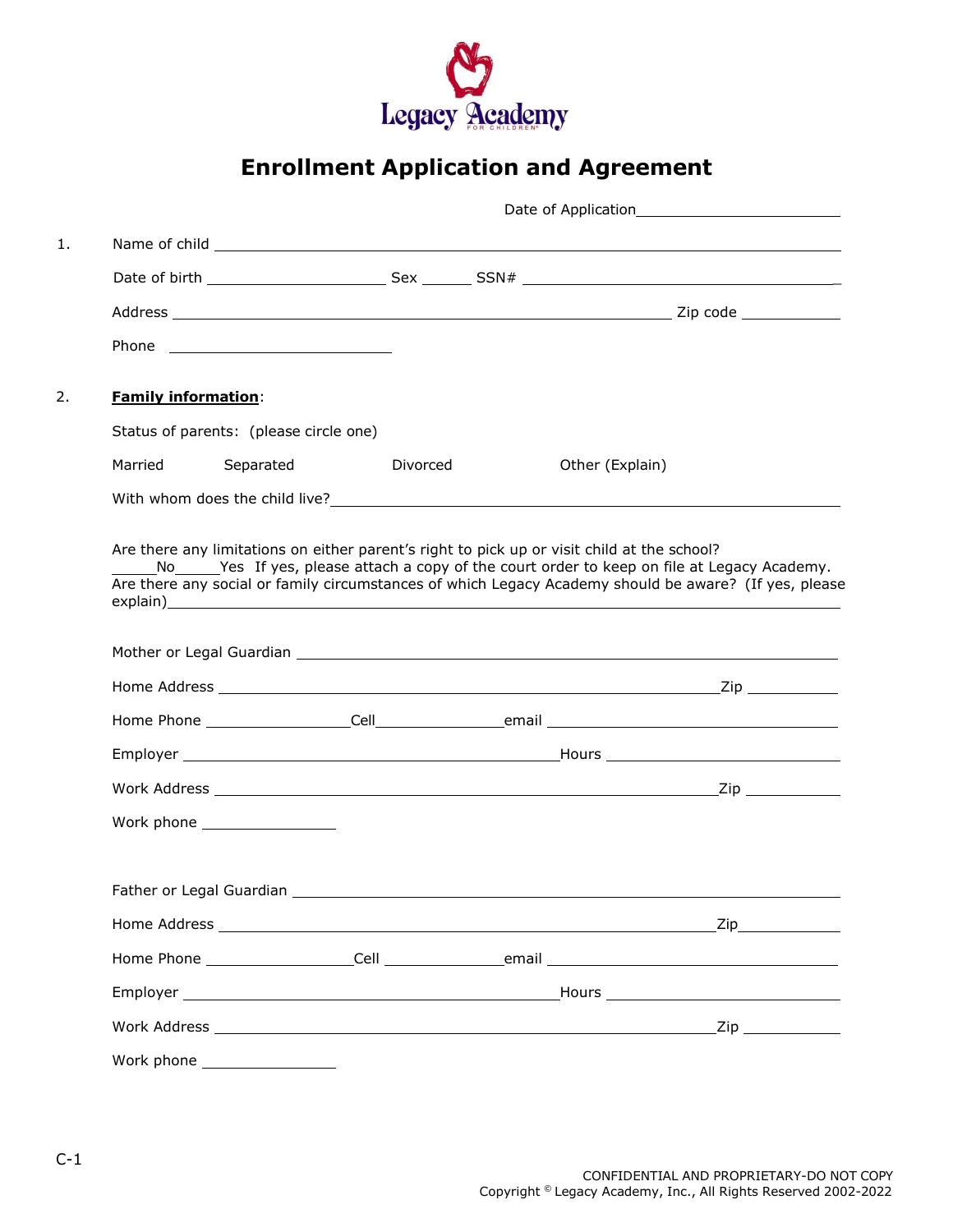Legacy Academy FOR CHILDREN

# Enrollment Application and Agreement

Date of Application________________________

1. Name of child ________________________________________________________________

   Date of birth ____________________ Sex ______ SSN# ___________________________________

   Address _______________________________________________________ Zip code ___________

   Phone _________________________

2. **Family information**:

   Status of parents: (please circle one)

   Married Separated Divorced Other (Explain)

   With whom does the child live?_________________________________________________

   Are there any limitations on either parent's right to pick up or visit child at the school?
   _____No_____Yes If yes, please attach a copy of the court order to keep on file at Legacy Academy.
   Are there any social or family circumstances of which Legacy Academy should be aware? (If yes, please explain)_____________________________________________________________________

   Mother or Legal Guardian ____________________________________________________________

   Home Address ________________________________________________________Zip __________

   Home Phone ________________Cell______________email ________________________________

   Employer ____________________________________________Hours ___________________________

   Work Address ________________________________________________________Zip __________

   Work phone _______________

   Father or Legal Guardian ____________________________________________________________

   Home Address ________________________________________________________Zip__________

   Home Phone ________________Cell ______________email ________________________________

   Employer ____________________________________________Hours ___________________________

   Work Address ________________________________________________________Zip __________

   Work phone _______________

C-1

CONFIDENTIAL AND PROPRIETARY-DO NOT COPY
Copyright © Legacy Academy, Inc., All Rights Reserved 2002-2022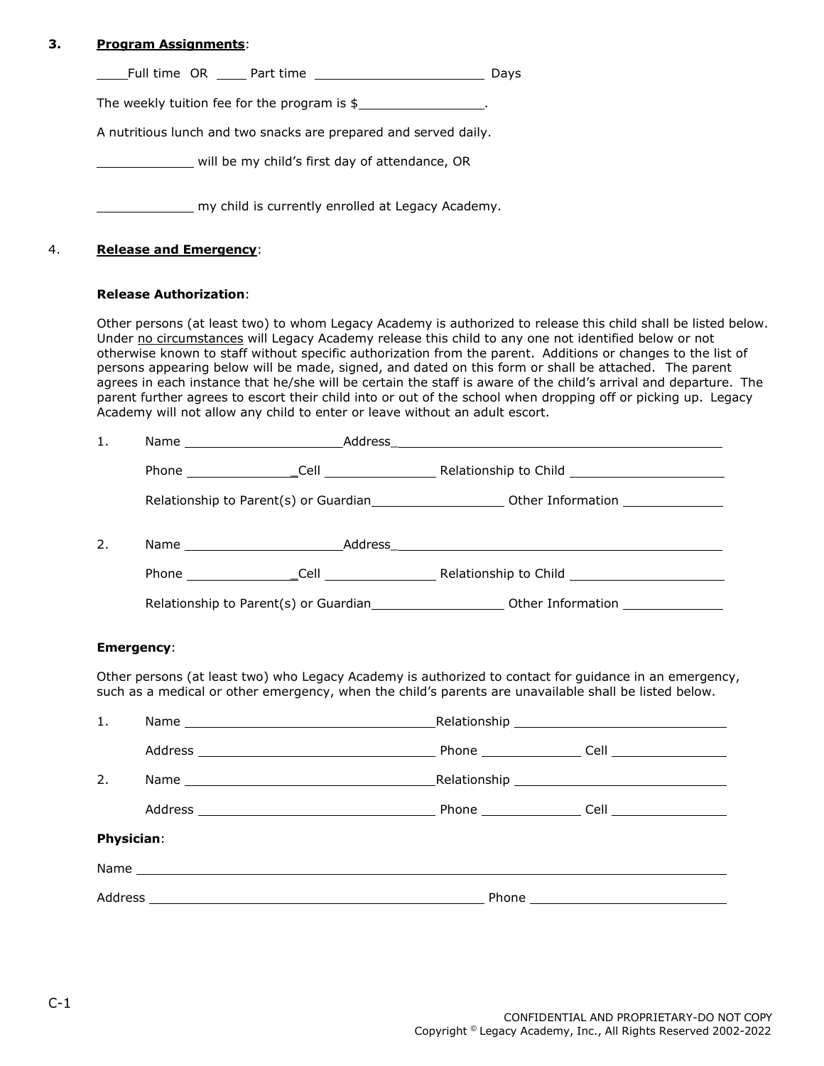**3. Program Assignments**:

____Full time OR ____ Part time ______________________ Days

The weekly tuition fee for the program is $________________.

A nutritious lunch and two snacks are prepared and served daily.

____________ will be my child's first day of attendance, OR

____________ my child is currently enrolled at Legacy Academy.

4. **Release and Emergency**:

**Release Authorization**:

Other persons (at least two) to whom Legacy Academy is authorized to release this child shall be listed below. Under <u>no circumstances</u> will Legacy Academy release this child to any one not identified below or not otherwise known to staff without specific authorization from the parent. Additions or changes to the list of persons appearing below will be made, signed, and dated on this form or shall be attached. The parent agrees in each instance that he/she will be certain the staff is aware of the child's arrival and departure. The parent further agrees to escort their child into or out of the school when dropping off or picking up. Legacy Academy will not allow any child to enter or leave without an adult escort.

1. Name ____________________ Address ____________________________________________

   Phone ______________ Cell ______________ Relationship to Child ____________________

   Relationship to Parent(s) or Guardian _________________ Other Information _____________

2. Name ____________________ Address ____________________________________________

   Phone ______________ Cell ______________ Relationship to Child ____________________

   Relationship to Parent(s) or Guardian _________________ Other Information _____________

**Emergency**:

Other persons (at least two) who Legacy Academy is authorized to contact for guidance in an emergency, such as a medical or other emergency, when the child's parents are unavailable shall be listed below.

1. Name ________________________________ Relationship ____________________________

   Address _______________________________ Phone _____________ Cell _______________

2. Name ________________________________ Relationship ____________________________

   Address _______________________________ Phone _____________ Cell _______________

**Physician**:

Name ________________________________________________________________________

Address _____________________________________________ Phone _________________________

C-1

CONFIDENTIAL AND PROPRIETARY-DO NOT COPY
Copyright © Legacy Academy, Inc., All Rights Reserved 2002-2022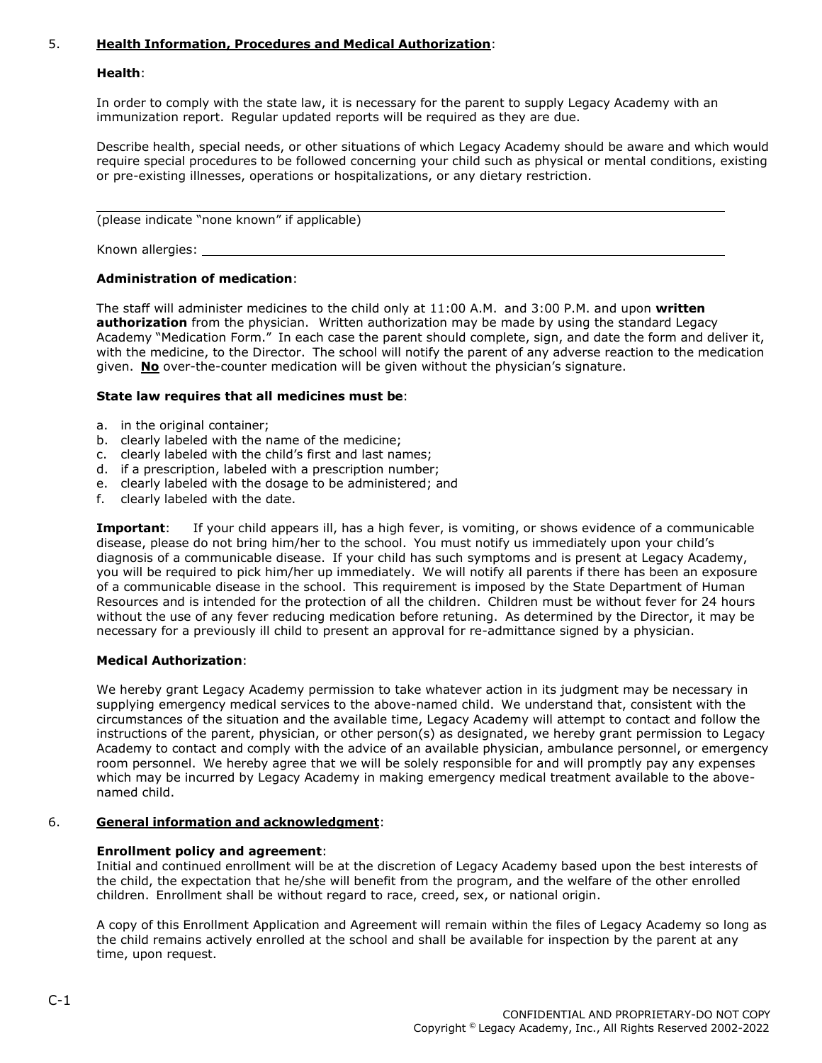## 5. Health Information, Procedures and Medical Authorization:

### Health:

In order to comply with the state law, it is necessary for the parent to supply Legacy Academy with an immunization report. Regular updated reports will be required as they are due.

Describe health, special needs, or other situations of which Legacy Academy should be aware and which would require special procedures to be followed concerning your child such as physical or mental conditions, existing or pre-existing illnesses, operations or hospitalizations, or any dietary restriction.

\_\_\_\_\_\_\_\_\_\_\_\_\_\_\_\_\_\_\_\_\_\_\_\_\_\_\_\_\_\_\_\_\_\_\_\_\_\_\_\_\_\_\_\_\_\_\_\_\_\_\_\_\_\_\_\_\_\_\_\_\_\_\_\_\_\_\_\_\_\_\_\_
(please indicate "none known" if applicable)

Known allergies: \_\_\_\_\_\_\_\_\_\_\_\_\_\_\_\_\_\_\_\_\_\_\_\_\_\_\_\_\_\_\_\_\_\_\_\_\_\_\_\_\_\_\_\_\_\_\_\_\_\_\_\_\_\_\_\_

### Administration of medication:

The staff will administer medicines to the child only at 11:00 A.M. and 3:00 P.M. and upon **written authorization** from the physician. Written authorization may be made by using the standard Legacy Academy "Medication Form." In each case the parent should complete, sign, and date the form and deliver it, with the medicine, to the Director. The school will notify the parent of any adverse reaction to the medication given. **No** over-the-counter medication will be given without the physician's signature.

### State law requires that all medicines must be:

a. in the original container;
b. clearly labeled with the name of the medicine;
c. clearly labeled with the child's first and last names;
d. if a prescription, labeled with a prescription number;
e. clearly labeled with the dosage to be administered; and
f. clearly labeled with the date.

**Important**: If your child appears ill, has a high fever, is vomiting, or shows evidence of a communicable disease, please do not bring him/her to the school. You must notify us immediately upon your child's diagnosis of a communicable disease. If your child has such symptoms and is present at Legacy Academy, you will be required to pick him/her up immediately. We will notify all parents if there has been an exposure of a communicable disease in the school. This requirement is imposed by the State Department of Human Resources and is intended for the protection of all the children. Children must be without fever for 24 hours without the use of any fever reducing medication before retuning. As determined by the Director, it may be necessary for a previously ill child to present an approval for re-admittance signed by a physician.

### Medical Authorization:

We hereby grant Legacy Academy permission to take whatever action in its judgment may be necessary in supplying emergency medical services to the above-named child. We understand that, consistent with the circumstances of the situation and the available time, Legacy Academy will attempt to contact and follow the instructions of the parent, physician, or other person(s) as designated, we hereby grant permission to Legacy Academy to contact and comply with the advice of an available physician, ambulance personnel, or emergency room personnel. We hereby agree that we will be solely responsible for and will promptly pay any expenses which may be incurred by Legacy Academy in making emergency medical treatment available to the above-named child.

## 6. General information and acknowledgment:

### Enrollment policy and agreement:

Initial and continued enrollment will be at the discretion of Legacy Academy based upon the best interests of the child, the expectation that he/she will benefit from the program, and the welfare of the other enrolled children. Enrollment shall be without regard to race, creed, sex, or national origin.

A copy of this Enrollment Application and Agreement will remain within the files of Legacy Academy so long as the child remains actively enrolled at the school and shall be available for inspection by the parent at any time, upon request.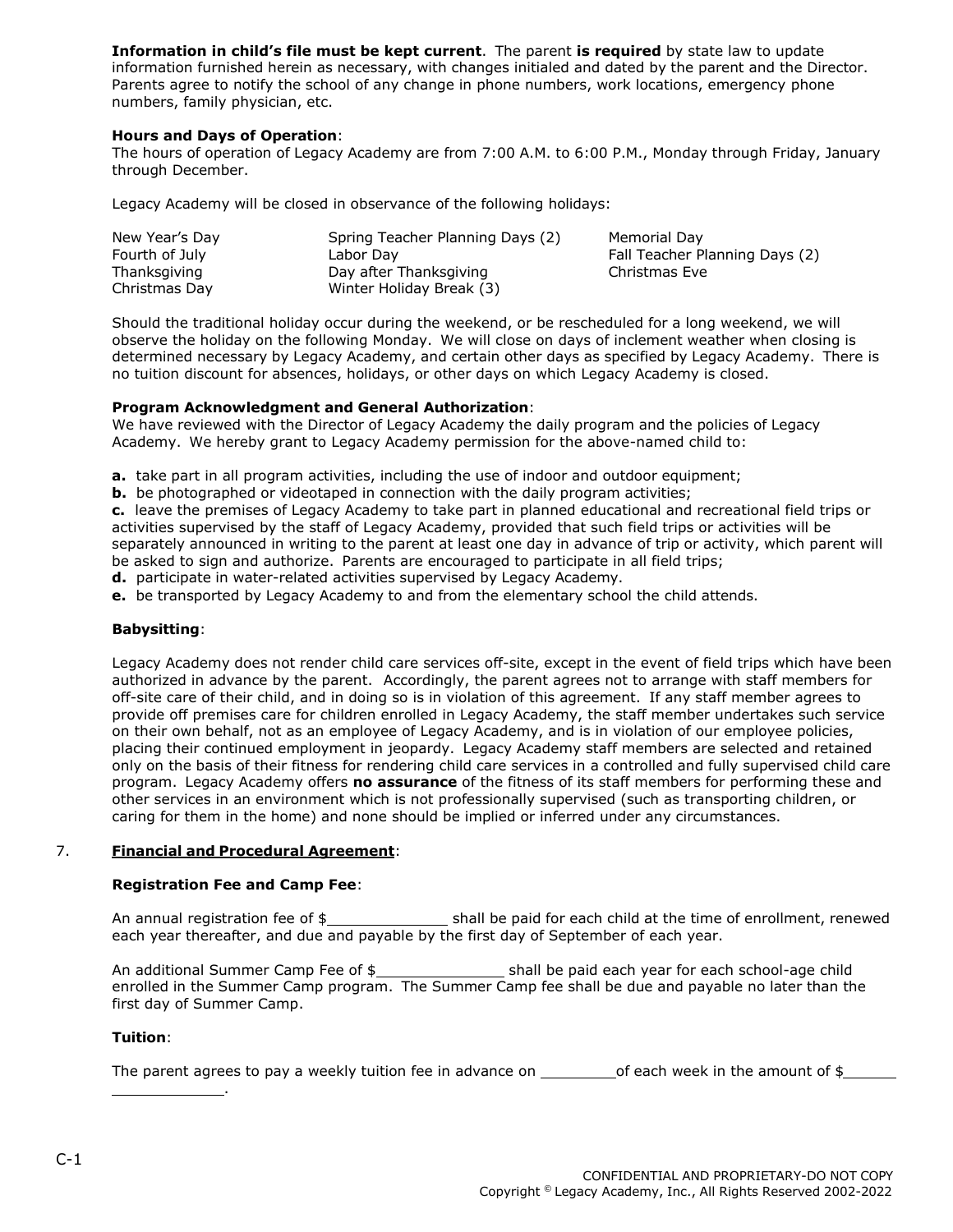**Information in child's file must be kept current**. The parent **is required** by state law to update information furnished herein as necessary, with changes initialed and dated by the parent and the Director. Parents agree to notify the school of any change in phone numbers, work locations, emergency phone numbers, family physician, etc.

**Hours and Days of Operation**:
The hours of operation of Legacy Academy are from 7:00 A.M. to 6:00 P.M., Monday through Friday, January through December.

Legacy Academy will be closed in observance of the following holidays:

| | | |
|---|---|---|
| New Year's Day | Spring Teacher Planning Days (2) | Memorial Day |
| Fourth of July | Labor Day | Fall Teacher Planning Days (2) |
| Thanksgiving | Day after Thanksgiving | Christmas Eve |
| Christmas Day | Winter Holiday Break (3) | |

Should the traditional holiday occur during the weekend, or be rescheduled for a long weekend, we will observe the holiday on the following Monday. We will close on days of inclement weather when closing is determined necessary by Legacy Academy, and certain other days as specified by Legacy Academy. There is no tuition discount for absences, holidays, or other days on which Legacy Academy is closed.

**Program Acknowledgment and General Authorization**:
We have reviewed with the Director of Legacy Academy the daily program and the policies of Legacy Academy. We hereby grant to Legacy Academy permission for the above-named child to:

**a.** take part in all program activities, including the use of indoor and outdoor equipment;
**b.** be photographed or videotaped in connection with the daily program activities;
**c.** leave the premises of Legacy Academy to take part in planned educational and recreational field trips or activities supervised by the staff of Legacy Academy, provided that such field trips or activities will be separately announced in writing to the parent at least one day in advance of trip or activity, which parent will be asked to sign and authorize. Parents are encouraged to participate in all field trips;
**d.** participate in water-related activities supervised by Legacy Academy.
**e.** be transported by Legacy Academy to and from the elementary school the child attends.

**Babysitting**:

Legacy Academy does not render child care services off-site, except in the event of field trips which have been authorized in advance by the parent. Accordingly, the parent agrees not to arrange with staff members for off-site care of their child, and in doing so is in violation of this agreement. If any staff member agrees to provide off premises care for children enrolled in Legacy Academy, the staff member undertakes such service on their own behalf, not as an employee of Legacy Academy, and is in violation of our employee policies, placing their continued employment in jeopardy. Legacy Academy staff members are selected and retained only on the basis of their fitness for rendering child care services in a controlled and fully supervised child care program. Legacy Academy offers **no assurance** of the fitness of its staff members for performing these and other services in an environment which is not professionally supervised (such as transporting children, or caring for them in the home) and none should be implied or inferred under any circumstances.

7. **Financial and Procedural Agreement**:

**Registration Fee and Camp Fee**:

An annual registration fee of $\_\_\_\_\_\_\_\_\_\_\_\_ shall be paid for each child at the time of enrollment, renewed each year thereafter, and due and payable by the first day of September of each year.

An additional Summer Camp Fee of $\_\_\_\_\_\_\_\_\_\_\_\_ shall be paid each year for each school-age child enrolled in the Summer Camp program. The Summer Camp fee shall be due and payable no later than the first day of Summer Camp.

**Tuition**:

The parent agrees to pay a weekly tuition fee in advance on \_\_\_\_\_\_\_\_\_ of each week in the amount of $\_\_\_\_\_\_\_\_\_\_\_\_.

C-1

CONFIDENTIAL AND PROPRIETARY-DO NOT COPY
Copyright © Legacy Academy, Inc., All Rights Reserved 2002-2022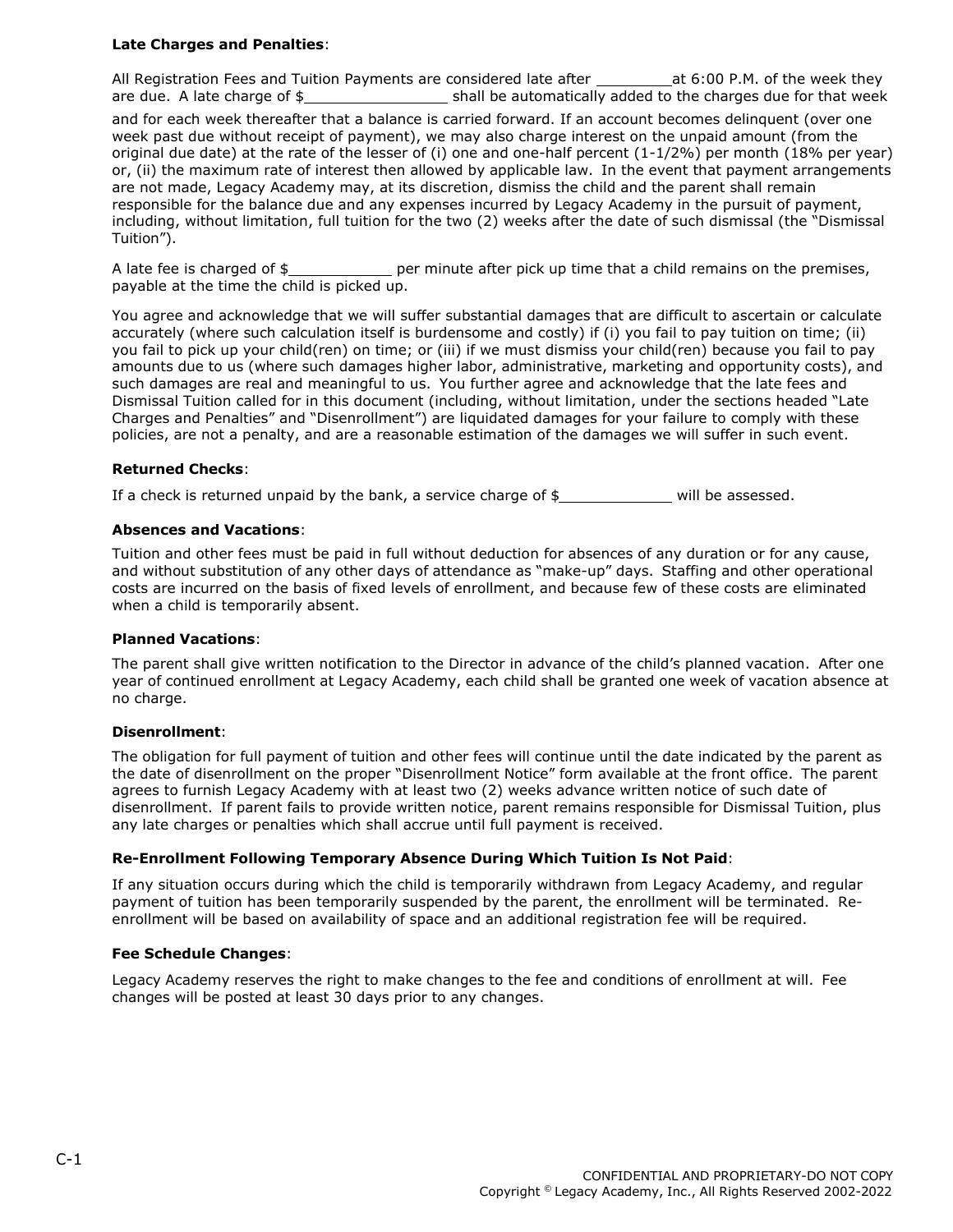**Late Charges and Penalties**:

All Registration Fees and Tuition Payments are considered late after ________ at 6:00 P.M. of the week they are due. A late charge of $________________ shall be automatically added to the charges due for that week and for each week thereafter that a balance is carried forward. If an account becomes delinquent (over one week past due without receipt of payment), we may also charge interest on the unpaid amount (from the original due date) at the rate of the lesser of (i) one and one-half percent (1-1/2%) per month (18% per year) or, (ii) the maximum rate of interest then allowed by applicable law. In the event that payment arrangements are not made, Legacy Academy may, at its discretion, dismiss the child and the parent shall remain responsible for the balance due and any expenses incurred by Legacy Academy in the pursuit of payment, including, without limitation, full tuition for the two (2) weeks after the date of such dismissal (the "Dismissal Tuition").

A late fee is charged of $____________ per minute after pick up time that a child remains on the premises, payable at the time the child is picked up.

You agree and acknowledge that we will suffer substantial damages that are difficult to ascertain or calculate accurately (where such calculation itself is burdensome and costly) if (i) you fail to pay tuition on time; (ii) you fail to pick up your child(ren) on time; or (iii) if we must dismiss your child(ren) because you fail to pay amounts due to us (where such damages higher labor, administrative, marketing and opportunity costs), and such damages are real and meaningful to us. You further agree and acknowledge that the late fees and Dismissal Tuition called for in this document (including, without limitation, under the sections headed "Late Charges and Penalties" and "Disenrollment") are liquidated damages for your failure to comply with these policies, are not a penalty, and are a reasonable estimation of the damages we will suffer in such event.

**Returned Checks**:

If a check is returned unpaid by the bank, a service charge of $_____________ will be assessed.

**Absences and Vacations**:

Tuition and other fees must be paid in full without deduction for absences of any duration or for any cause, and without substitution of any other days of attendance as "make-up" days. Staffing and other operational costs are incurred on the basis of fixed levels of enrollment, and because few of these costs are eliminated when a child is temporarily absent.

**Planned Vacations**:

The parent shall give written notification to the Director in advance of the child's planned vacation. After one year of continued enrollment at Legacy Academy, each child shall be granted one week of vacation absence at no charge.

**Disenrollment**:

The obligation for full payment of tuition and other fees will continue until the date indicated by the parent as the date of disenrollment on the proper "Disenrollment Notice" form available at the front office. The parent agrees to furnish Legacy Academy with at least two (2) weeks advance written notice of such date of disenrollment. If parent fails to provide written notice, parent remains responsible for Dismissal Tuition, plus any late charges or penalties which shall accrue until full payment is received.

**Re-Enrollment Following Temporary Absence During Which Tuition Is Not Paid**:

If any situation occurs during which the child is temporarily withdrawn from Legacy Academy, and regular payment of tuition has been temporarily suspended by the parent, the enrollment will be terminated. Re-enrollment will be based on availability of space and an additional registration fee will be required.

**Fee Schedule Changes**:

Legacy Academy reserves the right to make changes to the fee and conditions of enrollment at will. Fee changes will be posted at least 30 days prior to any changes.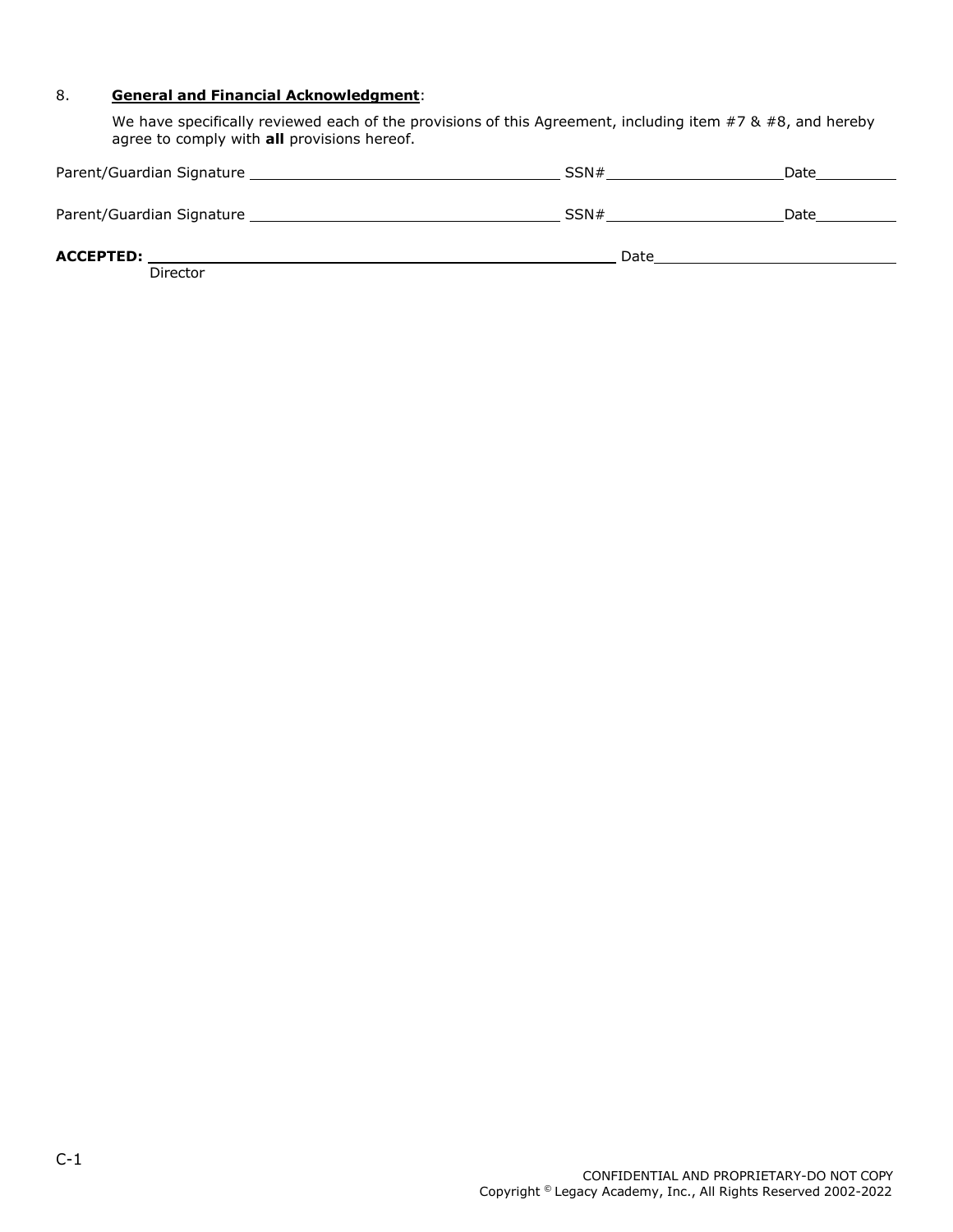8. **General and Financial Acknowledgment**:

We have specifically reviewed each of the provisions of this Agreement, including item #7 & #8, and hereby agree to comply with **all** provisions hereof.

Parent/Guardian Signature ______________________________ SSN# ____________________ Date __________

Parent/Guardian Signature ______________________________ SSN# ____________________ Date __________

**ACCEPTED:** ____________________________________________ Date ____________________________
Director

C-1

CONFIDENTIAL AND PROPRIETARY-DO NOT COPY
Copyright © Legacy Academy, Inc., All Rights Reserved 2002-2022